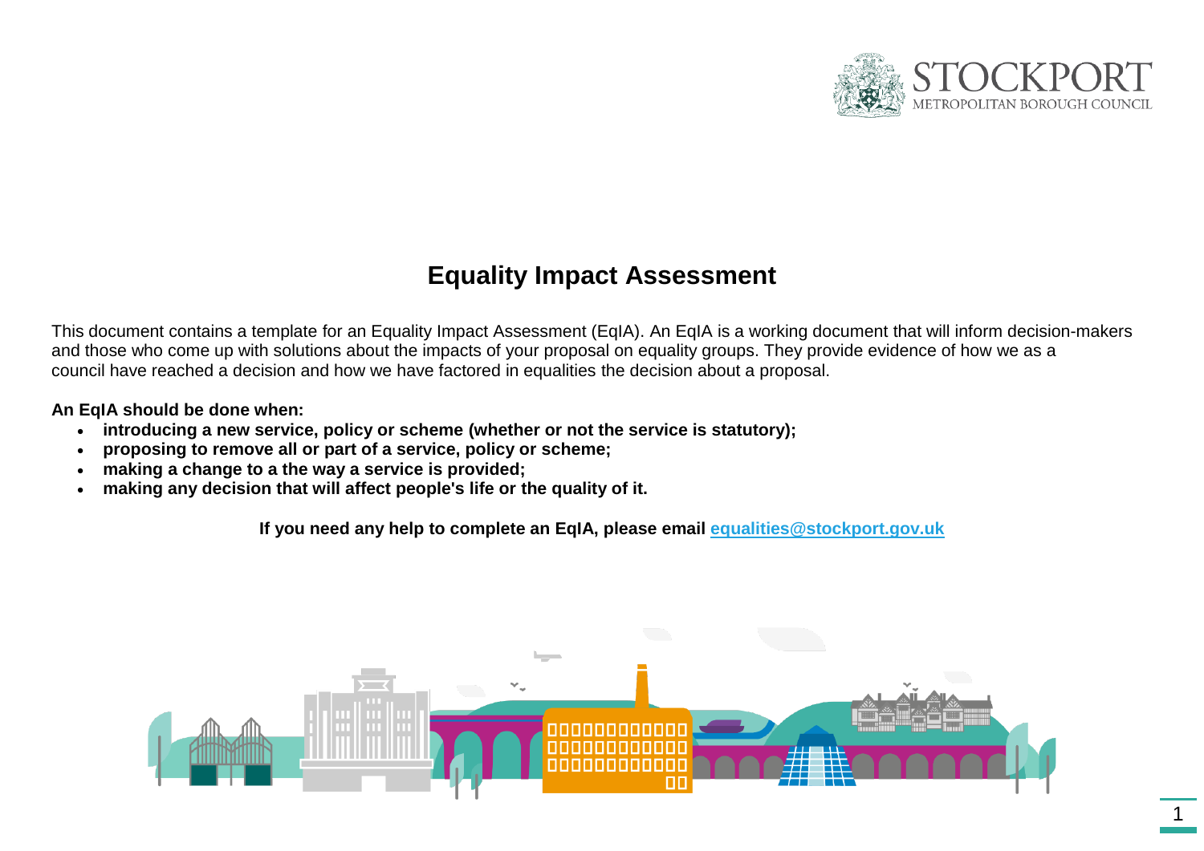STOCKPORT
METROPOLITAN BOROUGH COUNCIL

# Equality Impact Assessment

This document contains a template for an Equality Impact Assessment (EqIA). An EqIA is a working document that will inform decision-makers and those who come up with solutions about the impacts of your proposal on equality groups. They provide evidence of how we as a council have reached a decision and how we have factored in equalities the decision about a proposal.

**An EqIA should be done when:**

- **introducing a new service, policy or scheme (whether or not the service is statutory);**
- **proposing to remove all or part of a service, policy or scheme;**
- **making a change to a the way a service is provided;**
- **making any decision that will affect people's life or the quality of it.**

**If you need any help to complete an EqIA, please email [equalities@stockport.gov.uk](mailto:equalities@stockport.gov.uk)**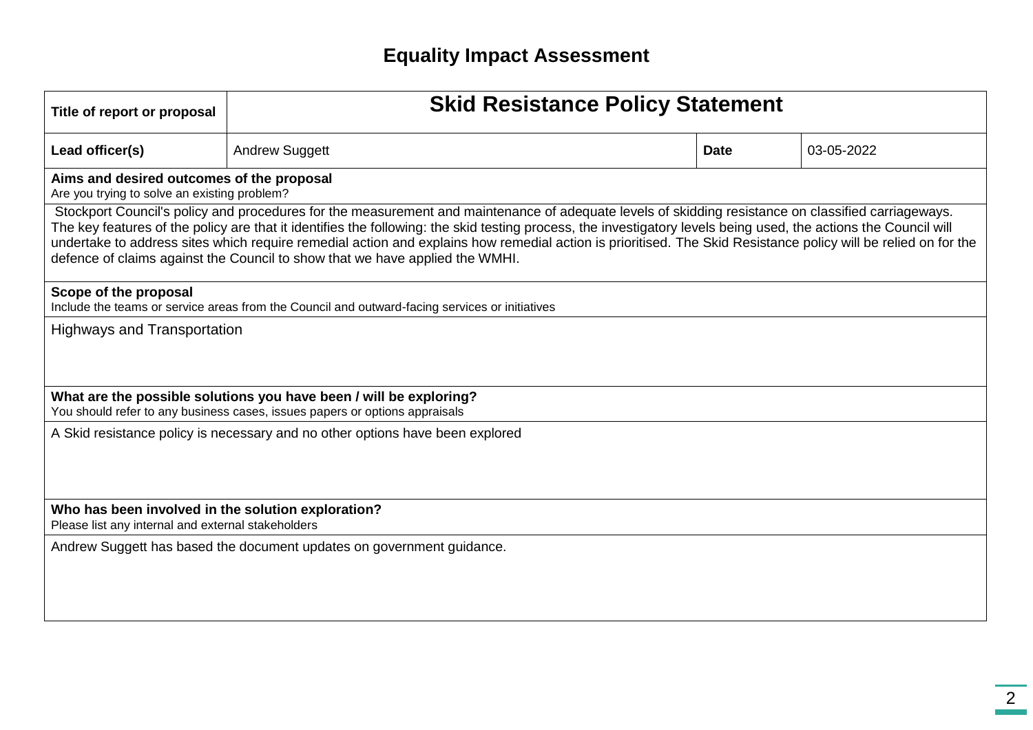# Equality Impact Assessment

| Title of report or proposal | **Skid Resistance Policy Statement** | | |
|---|---|---|---|
| **Lead officer(s)** | Andrew Suggett | **Date** | 03-05-2022 |

**Aims and desired outcomes of the proposal**
Are you trying to solve an existing problem?

Stockport Council's policy and procedures for the measurement and maintenance of adequate levels of skidding resistance on classified carriageways. The key features of the policy are that it identifies the following: the skid testing process, the investigatory levels being used, the actions the Council will undertake to address sites which require remedial action and explains how remedial action is prioritised. The Skid Resistance policy will be relied on for the defence of claims against the Council to show that we have applied the WMHI.

**Scope of the proposal**
Include the teams or service areas from the Council and outward-facing services or initiatives

Highways and Transportation

**What are the possible solutions you have been / will be exploring?**
You should refer to any business cases, issues papers or options appraisals

A Skid resistance policy is necessary and no other options have been explored

**Who has been involved in the solution exploration?**
Please list any internal and external stakeholders

Andrew Suggett has based the document updates on government guidance.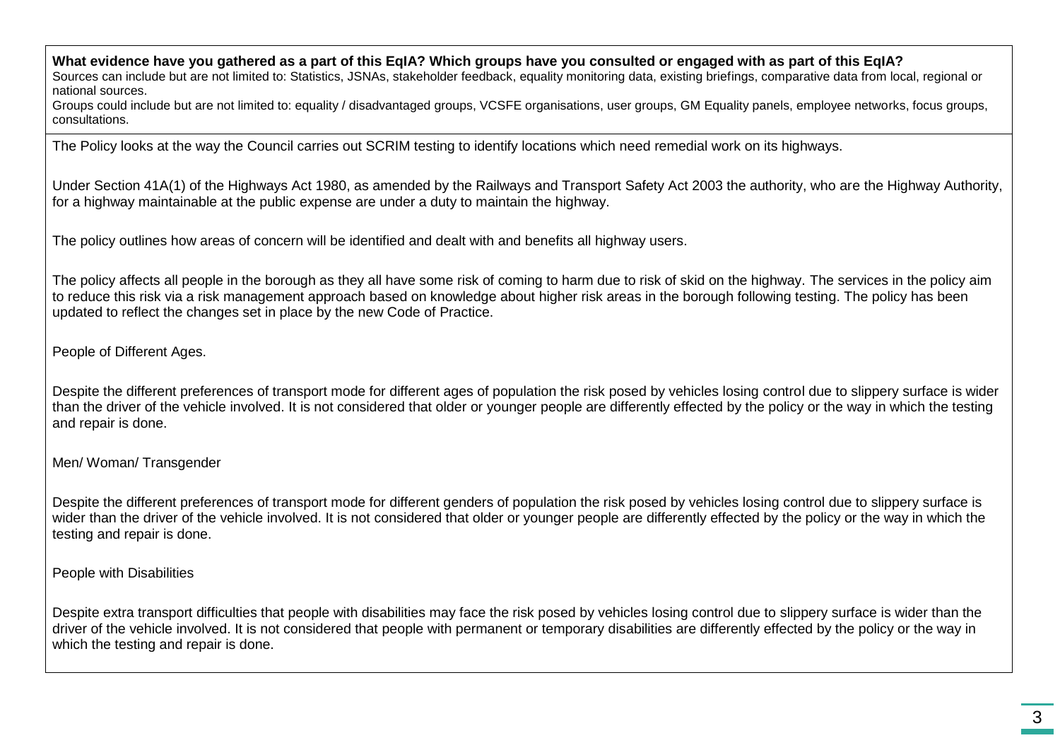**What evidence have you gathered as a part of this EqIA? Which groups have you consulted or engaged with as part of this EqIA?**

Sources can include but are not limited to: Statistics, JSNAs, stakeholder feedback, equality monitoring data, existing briefings, comparative data from local, regional or national sources.

Groups could include but are not limited to: equality / disadvantaged groups, VCSFE organisations, user groups, GM Equality panels, employee networks, focus groups, consultations.

The Policy looks at the way the Council carries out SCRIM testing to identify locations which need remedial work on its highways.

Under Section 41A(1) of the Highways Act 1980, as amended by the Railways and Transport Safety Act 2003 the authority, who are the Highway Authority, for a highway maintainable at the public expense are under a duty to maintain the highway.

The policy outlines how areas of concern will be identified and dealt with and benefits all highway users.

The policy affects all people in the borough as they all have some risk of coming to harm due to risk of skid on the highway. The services in the policy aim to reduce this risk via a risk management approach based on knowledge about higher risk areas in the borough following testing. The policy has been updated to reflect the changes set in place by the new Code of Practice.

People of Different Ages.

Despite the different preferences of transport mode for different ages of population the risk posed by vehicles losing control due to slippery surface is wider than the driver of the vehicle involved. It is not considered that older or younger people are differently effected by the policy or the way in which the testing and repair is done.

Men/ Woman/ Transgender

Despite the different preferences of transport mode for different genders of population the risk posed by vehicles losing control due to slippery surface is wider than the driver of the vehicle involved. It is not considered that older or younger people are differently effected by the policy or the way in which the testing and repair is done.

People with Disabilities

Despite extra transport difficulties that people with disabilities may face the risk posed by vehicles losing control due to slippery surface is wider than the driver of the vehicle involved. It is not considered that people with permanent or temporary disabilities are differently effected by the policy or the way in which the testing and repair is done.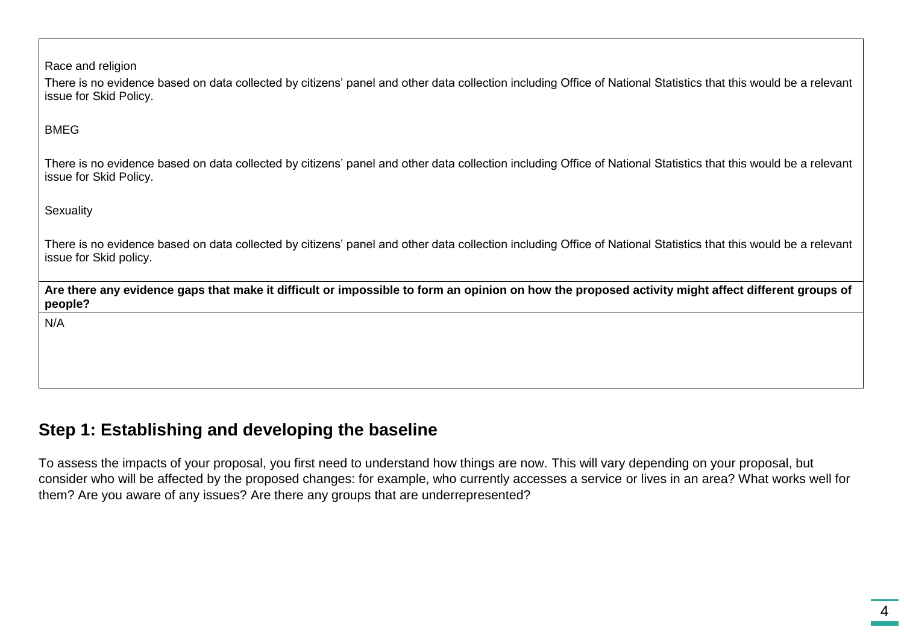| |
|---|
| Race and religion<br><br>There is no evidence based on data collected by citizens' panel and other data collection including Office of National Statistics that this would be a relevant issue for Skid Policy.<br><br>BMEG<br><br>There is no evidence based on data collected by citizens' panel and other data collection including Office of National Statistics that this would be a relevant issue for Skid Policy.<br><br>Sexuality<br><br>There is no evidence based on data collected by citizens' panel and other data collection including Office of National Statistics that this would be a relevant issue for Skid policy. |
| **Are there any evidence gaps that make it difficult or impossible to form an opinion on how the proposed activity might affect different groups of people?** |
| N/A |

## Step 1: Establishing and developing the baseline

To assess the impacts of your proposal, you first need to understand how things are now. This will vary depending on your proposal, but consider who will be affected by the proposed changes: for example, who currently accesses a service or lives in an area? What works well for them? Are you aware of any issues? Are there any groups that are underrepresented?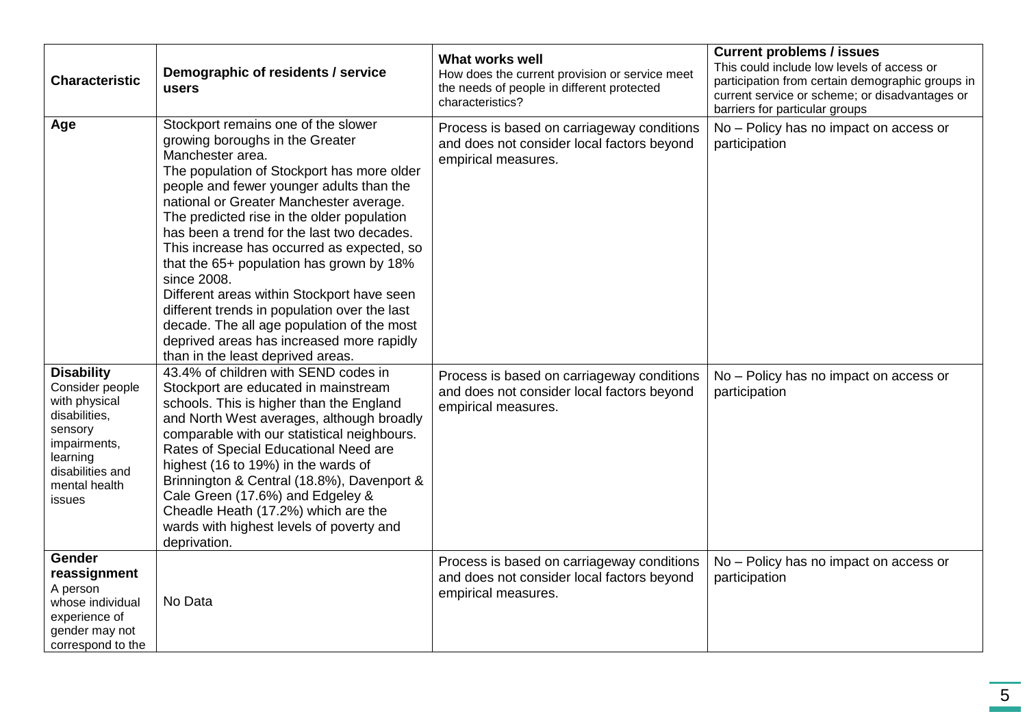| **Characteristic** | **Demographic of residents / service users** | **What works well** How does the current provision or service meet the needs of people in different protected characteristics? | **Current problems / issues** This could include low levels of access or participation from certain demographic groups in current service or scheme; or disadvantages or barriers for particular groups |
|---|---|---|---|
| **Age** | Stockport remains one of the slower growing boroughs in the Greater Manchester area. The population of Stockport has more older people and fewer younger adults than the national or Greater Manchester average. The predicted rise in the older population has been a trend for the last two decades. This increase has occurred as expected, so that the 65+ population has grown by 18% since 2008. Different areas within Stockport have seen different trends in population over the last decade. The all age population of the most deprived areas has increased more rapidly than in the least deprived areas. | Process is based on carriageway conditions and does not consider local factors beyond empirical measures. | No – Policy has no impact on access or participation |
| **Disability** Consider people with physical disabilities, sensory impairments, learning disabilities and mental health issues | 43.4% of children with SEND codes in Stockport are educated in mainstream schools. This is higher than the England and North West averages, although broadly comparable with our statistical neighbours. Rates of Special Educational Need are highest (16 to 19%) in the wards of Brinnington & Central (18.8%), Davenport & Cale Green (17.6%) and Edgeley & Cheadle Heath (17.2%) which are the wards with highest levels of poverty and deprivation. | Process is based on carriageway conditions and does not consider local factors beyond empirical measures. | No – Policy has no impact on access or participation |
| **Gender reassignment** A person whose individual experience of gender may not correspond to the | No Data | Process is based on carriageway conditions and does not consider local factors beyond empirical measures. | No – Policy has no impact on access or participation |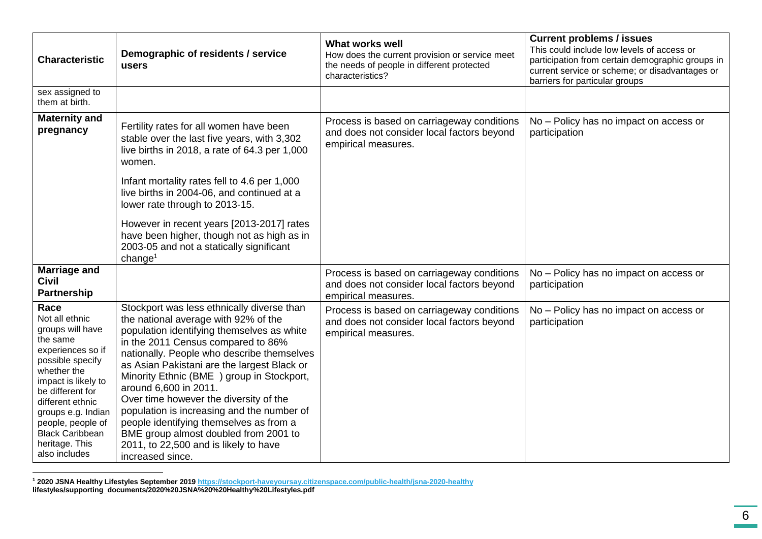| Characteristic | Demographic of residents / service users | **What works well**<br>How does the current provision or service meet the needs of people in different protected characteristics? | **Current problems / issues**<br>This could include low levels of access or participation from certain demographic groups in current service or scheme; or disadvantages or barriers for particular groups |
|---|---|---|---|
| sex assigned to them at birth. | | | |
| **Maternity and pregnancy** | Fertility rates for all women have been stable over the last five years, with 3,302 live births in 2018, a rate of 64.3 per 1,000 women.<br><br>Infant mortality rates fell to 4.6 per 1,000 live births in 2004-06, and continued at a lower rate through to 2013-15.<br><br>However in recent years [2013-2017] rates have been higher, though not as high as in 2003-05 and not a statically significant change[1] | Process is based on carriageway conditions and does not consider local factors beyond empirical measures. | No – Policy has no impact on access or participation |
| **Marriage and Civil Partnership** | | Process is based on carriageway conditions and does not consider local factors beyond empirical measures. | No – Policy has no impact on access or participation |
| **Race**<br>Not all ethnic groups will have the same experiences so if possible specify whether the impact is likely to be different for different ethnic groups e.g. Indian people, people of Black Caribbean heritage. This also includes | Stockport was less ethnically diverse than the national average with 92% of the population identifying themselves as white in the 2011 Census compared to 86% nationally. People who describe themselves as Asian Pakistani are the largest Black or Minority Ethnic (BME ) group in Stockport, around 6,600 in 2011.<br>Over time however the diversity of the population is increasing and the number of people identifying themselves as from a BME group almost doubled from 2001 to 2011, to 22,500 and is likely to have increased since. | Process is based on carriageway conditions and does not consider local factors beyond empirical measures. | No – Policy has no impact on access or participation |

[1] **2020 JSNA Healthy Lifestyles September 2019 https://stockport-haveyoursay.citizenspace.com/public-health/jsna-2020-healthy lifestyles/supporting_documents/2020%20JSNA%20%20Healthy%20Lifestyles.pdf**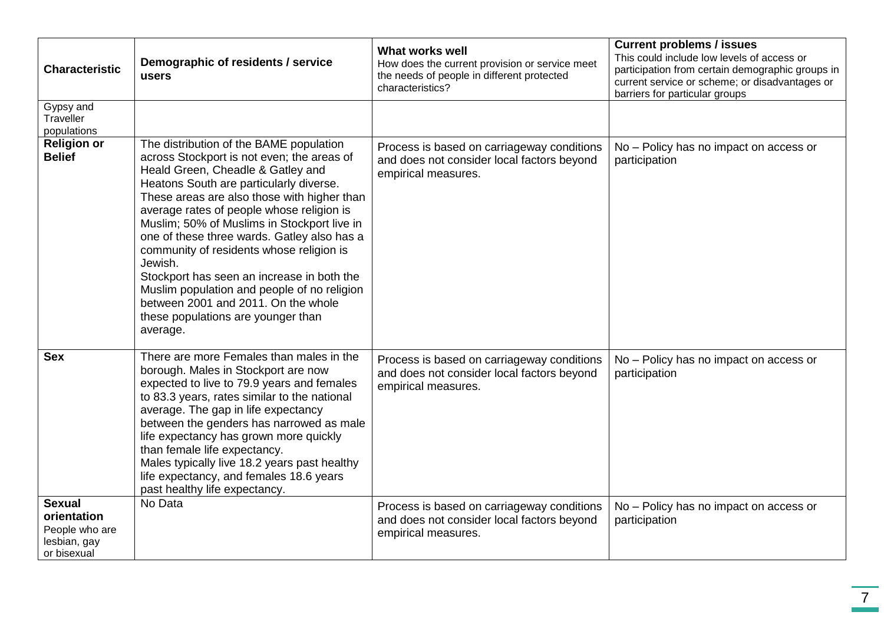| **Characteristic** | **Demographic of residents / service users** | **What works well** How does the current provision or service meet the needs of people in different protected characteristics? | **Current problems / issues** This could include low levels of access or participation from certain demographic groups in current service or scheme; or disadvantages or barriers for particular groups |
|---|---|---|---|
| Gypsy and Traveller populations | | | |
| **Religion or Belief** | The distribution of the BAME population across Stockport is not even; the areas of Heald Green, Cheadle & Gatley and Heatons South are particularly diverse. These areas are also those with higher than average rates of people whose religion is Muslim; 50% of Muslims in Stockport live in one of these three wards. Gatley also has a community of residents whose religion is Jewish.<br>Stockport has seen an increase in both the Muslim population and people of no religion between 2001 and 2011. On the whole these populations are younger than average. | Process is based on carriageway conditions and does not consider local factors beyond empirical measures. | No – Policy has no impact on access or participation |
| **Sex** | There are more Females than males in the borough. Males in Stockport are now expected to live to 79.9 years and females to 83.3 years, rates similar to the national average. The gap in life expectancy between the genders has narrowed as male life expectancy has grown more quickly than female life expectancy.<br>Males typically live 18.2 years past healthy life expectancy, and females 18.6 years past healthy life expectancy. | Process is based on carriageway conditions and does not consider local factors beyond empirical measures. | No – Policy has no impact on access or participation |
| **Sexual orientation** People who are lesbian, gay or bisexual | No Data | Process is based on carriageway conditions and does not consider local factors beyond empirical measures. | No – Policy has no impact on access or participation |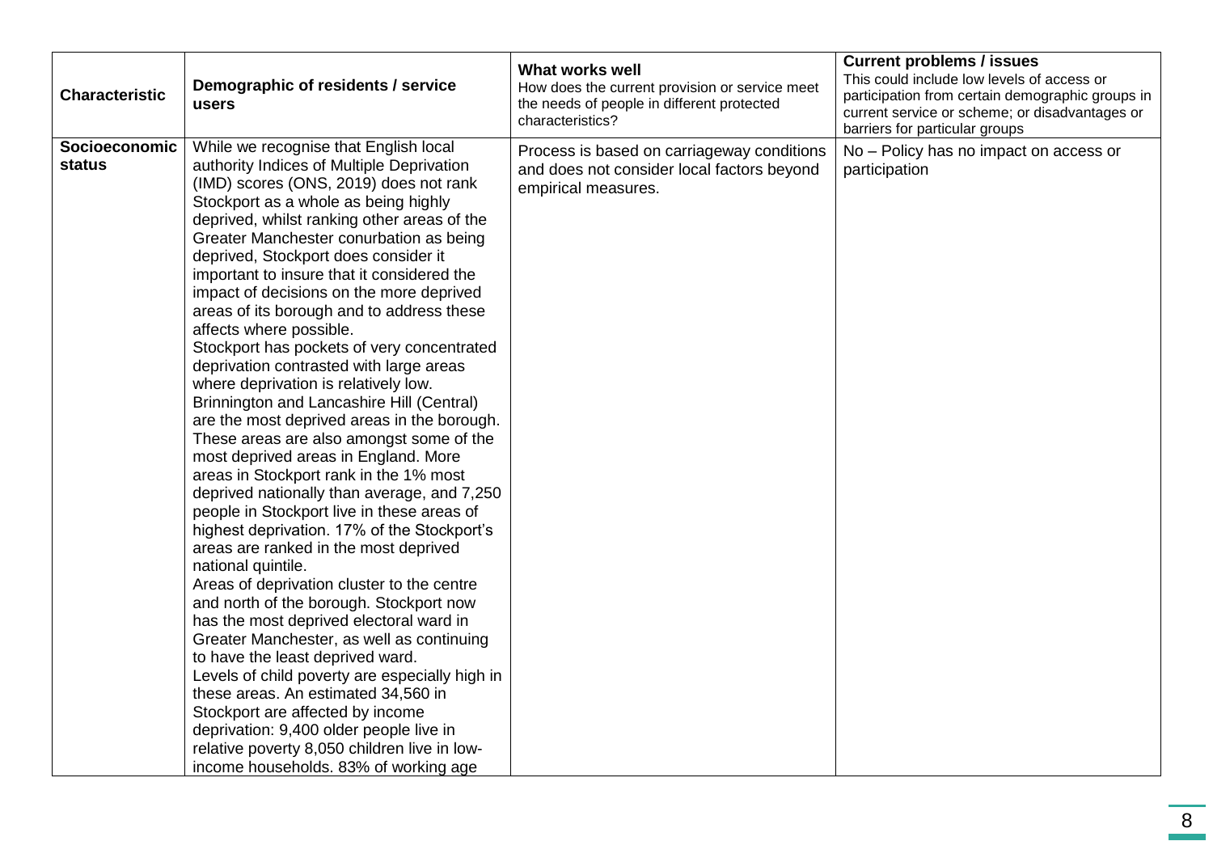| Characteristic | Demographic of residents / service users | What works well<br>How does the current provision or service meet the needs of people in different protected characteristics? | Current problems / issues<br>This could include low levels of access or participation from certain demographic groups in current service or scheme; or disadvantages or barriers for particular groups |
|---|---|---|---|
| **Socioeconomic status** | While we recognise that English local authority Indices of Multiple Deprivation (IMD) scores (ONS, 2019) does not rank Stockport as a whole as being highly deprived, whilst ranking other areas of the Greater Manchester conurbation as being deprived, Stockport does consider it important to insure that it considered the impact of decisions on the more deprived areas of its borough and to address these affects where possible.<br>Stockport has pockets of very concentrated deprivation contrasted with large areas where deprivation is relatively low. Brinnington and Lancashire Hill (Central) are the most deprived areas in the borough. These areas are also amongst some of the most deprived areas in England. More areas in Stockport rank in the 1% most deprived nationally than average, and 7,250 people in Stockport live in these areas of highest deprivation. 17% of the Stockport's areas are ranked in the most deprived national quintile.<br>Areas of deprivation cluster to the centre and north of the borough. Stockport now has the most deprived electoral ward in Greater Manchester, as well as continuing to have the least deprived ward.<br>Levels of child poverty are especially high in these areas. An estimated 34,560 in Stockport are affected by income deprivation: 9,400 older people live in relative poverty 8,050 children live in low-income households. 83% of working age | Process is based on carriageway conditions and does not consider local factors beyond empirical measures. | No – Policy has no impact on access or participation |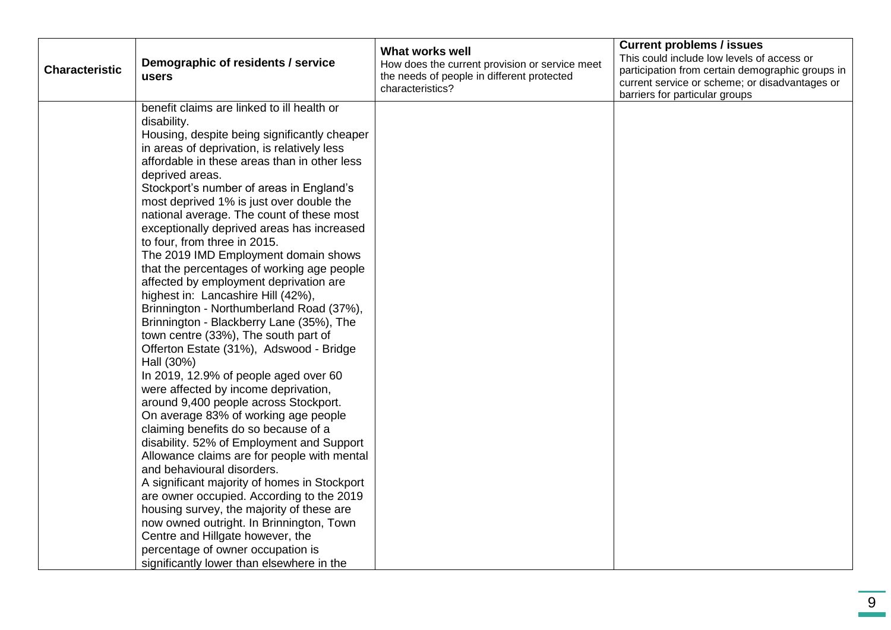| Characteristic | Demographic of residents / service users | What works well<br>How does the current provision or service meet the needs of people in different protected characteristics? | Current problems / issues<br>This could include low levels of access or participation from certain demographic groups in current service or scheme; or disadvantages or barriers for particular groups |
|---|---|---|---|
| | benefit claims are linked to ill health or disability.<br>Housing, despite being significantly cheaper in areas of deprivation, is relatively less affordable in these areas than in other less deprived areas.<br>Stockport's number of areas in England's most deprived 1% is just over double the national average. The count of these most exceptionally deprived areas has increased to four, from three in 2015.<br>The 2019 IMD Employment domain shows that the percentages of working age people affected by employment deprivation are highest in: Lancashire Hill (42%), Brinnington - Northumberland Road (37%), Brinnington - Blackberry Lane (35%), The town centre (33%), The south part of Offerton Estate (31%), Adswood - Bridge Hall (30%)<br>In 2019, 12.9% of people aged over 60 were affected by income deprivation, around 9,400 people across Stockport.<br>On average 83% of working age people claiming benefits do so because of a disability. 52% of Employment and Support Allowance claims are for people with mental and behavioural disorders.<br>A significant majority of homes in Stockport are owner occupied. According to the 2019 housing survey, the majority of these are now owned outright. In Brinnington, Town Centre and Hillgate however, the percentage of owner occupation is significantly lower than elsewhere in the | | |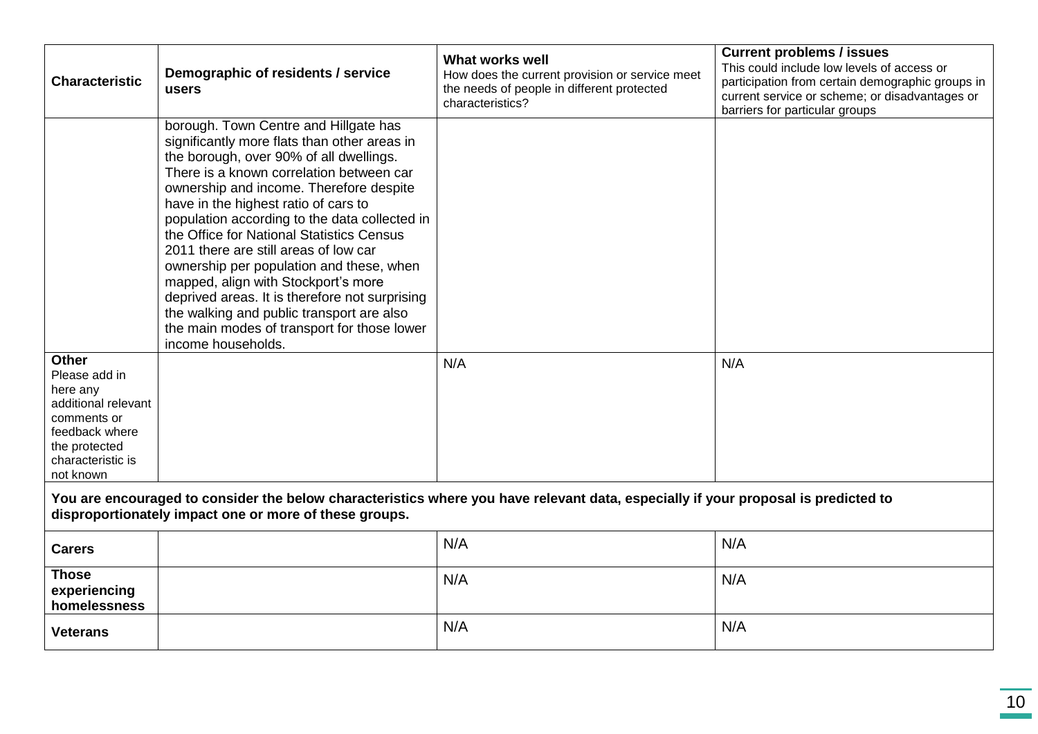| **Characteristic** | **Demographic of residents / service users** | **What works well** How does the current provision or service meet the needs of people in different protected characteristics? | **Current problems / issues** This could include low levels of access or participation from certain demographic groups in current service or scheme; or disadvantages or barriers for particular groups |
|---|---|---|---|
| | borough. Town Centre and Hillgate has significantly more flats than other areas in the borough, over 90% of all dwellings. There is a known correlation between car ownership and income. Therefore despite have in the highest ratio of cars to population according to the data collected in the Office for National Statistics Census 2011 there are still areas of low car ownership per population and these, when mapped, align with Stockport's more deprived areas. It is therefore not surprising the walking and public transport are also the main modes of transport for those lower income households. | | |
| **Other** Please add in here any additional relevant comments or feedback where the protected characteristic is not known | | N/A | N/A |
| **You are encouraged to consider the below characteristics where you have relevant data, especially if your proposal is predicted to disproportionately impact one or more of these groups.** | | | |
| **Carers** | | N/A | N/A |
| **Those experiencing homelessness** | | N/A | N/A |
| **Veterans** | | N/A | N/A |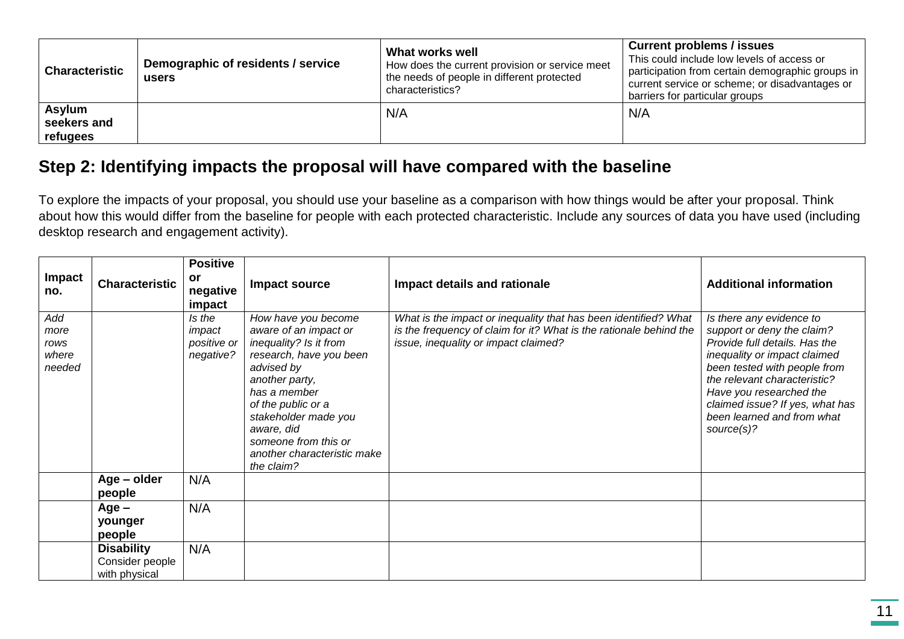| Characteristic | Demographic of residents / service users | **What works well** How does the current provision or service meet the needs of people in different protected characteristics? | **Current problems / issues** This could include low levels of access or participation from certain demographic groups in current service or scheme; or disadvantages or barriers for particular groups |
|---|---|---|---|
| **Asylum seekers and refugees** | | N/A | N/A |

## Step 2: Identifying impacts the proposal will have compared with the baseline

To explore the impacts of your proposal, you should use your baseline as a comparison with how things would be after your proposal. Think about how this would differ from the baseline for people with each protected characteristic. Include any sources of data you have used (including desktop research and engagement activity).

| Impact no. | Characteristic | Positive or negative impact | Impact source | Impact details and rationale | Additional information |
|---|---|---|---|---|---|
| *Add more rows where needed* | | *Is the impact positive or negative?* | *How have you become aware of an impact or inequality? Is it from research, have you been advised by another party, has a member of the public or a stakeholder made you aware, did someone from this or another characteristic make the claim?* | *What is the impact or inequality that has been identified? What is the frequency of claim for it? What is the rationale behind the issue, inequality or impact claimed?* | *Is there any evidence to support or deny the claim? Provide full details. Has the inequality or impact claimed been tested with people from the relevant characteristic? Have you researched the claimed issue? If yes, what has been learned and from what source(s)?* |
| | **Age – older people** | N/A | | | |
| | **Age – younger people** | N/A | | | |
| | **Disability** Consider people with physical | N/A | | | |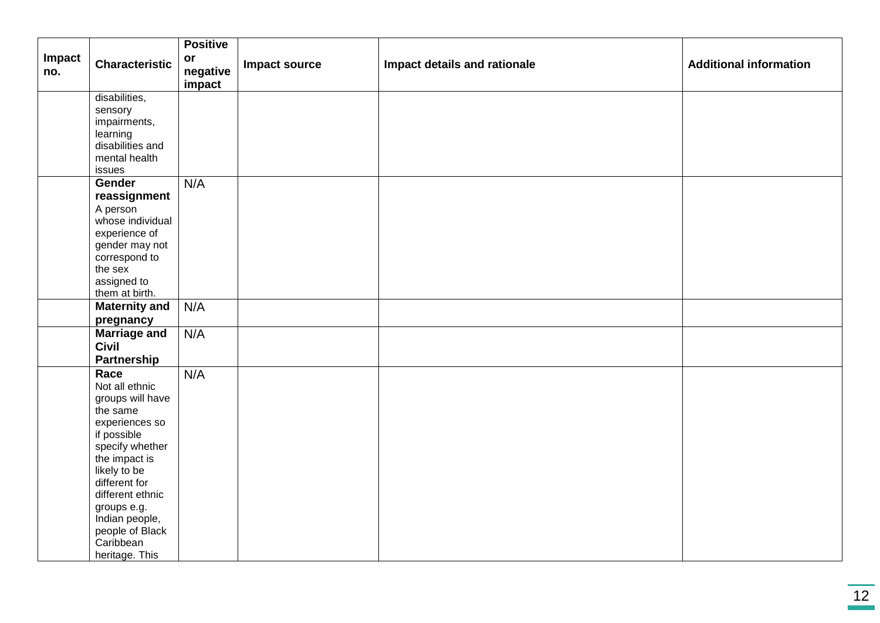| Impact no. | Characteristic | Positive or negative impact | Impact source | Impact details and rationale | Additional information |
|---|---|---|---|---|---|
| | disabilities, sensory impairments, learning disabilities and mental health issues | | | | |
| | **Gender reassignment** A person whose individual experience of gender may not correspond to the sex assigned to them at birth. | N/A | | | |
| | **Maternity and pregnancy** | N/A | | | |
| | **Marriage and Civil Partnership** | N/A | | | |
| | **Race** Not all ethnic groups will have the same experiences so if possible specify whether the impact is likely to be different for different ethnic groups e.g. Indian people, people of Black Caribbean heritage. This | N/A | | | |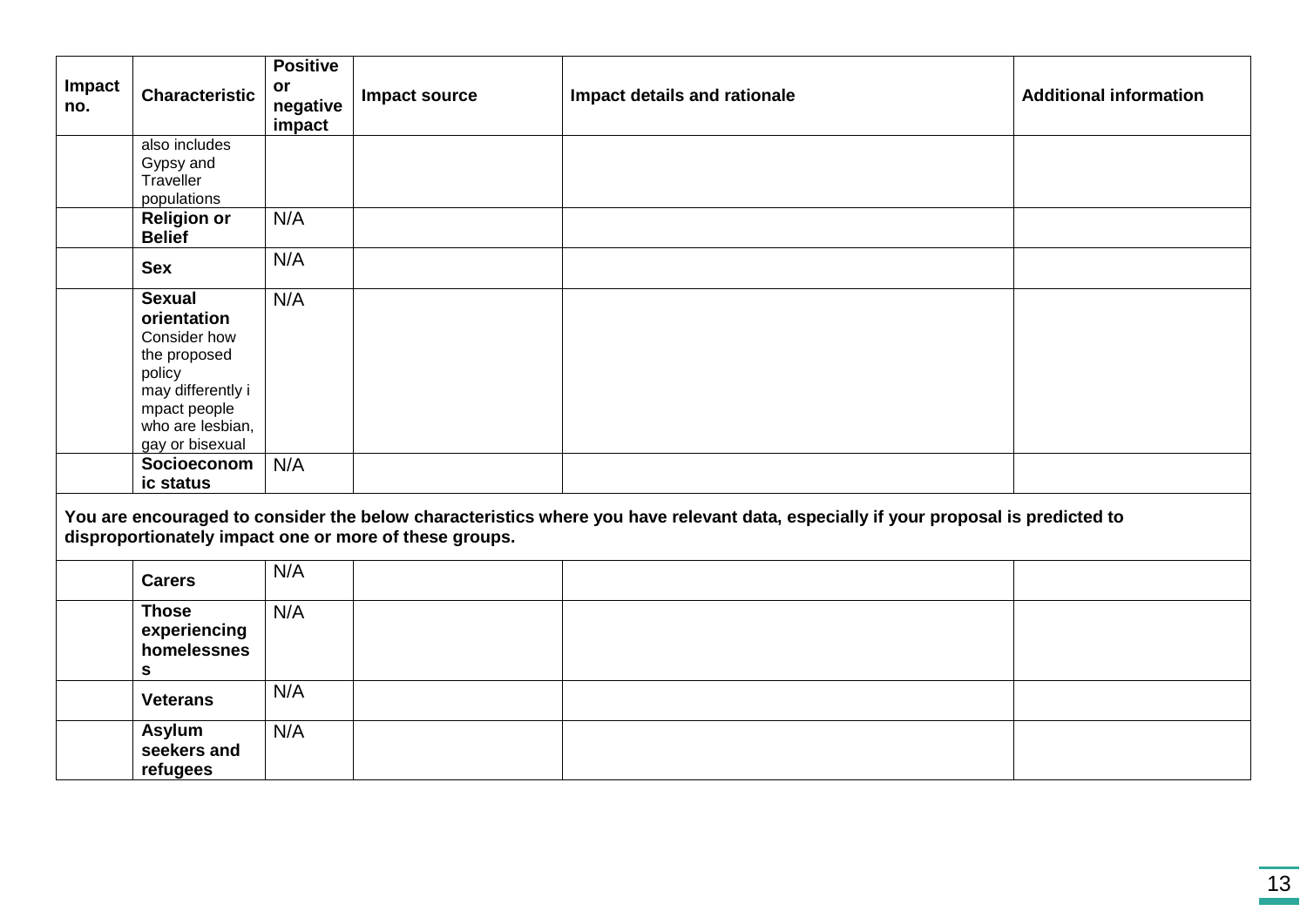| Impact no. | Characteristic | Positive or negative impact | Impact source | Impact details and rationale | Additional information |
|---|---|---|---|---|---|
| | also includes Gypsy and Traveller populations | | | | |
| | **Religion or Belief** | N/A | | | |
| | **Sex** | N/A | | | |
| | **Sexual orientation** Consider how the proposed policy may differently impact people who are lesbian, gay or bisexual | N/A | | | |
| | **Socioeconomic status** | N/A | | | |
| **You are encouraged to consider the below characteristics where you have relevant data, especially if your proposal is predicted to disproportionately impact one or more of these groups.** | | | | | |
| | **Carers** | N/A | | | |
| | **Those experiencing homelessness** | N/A | | | |
| | **Veterans** | N/A | | | |
| | **Asylum seekers and refugees** | N/A | | | |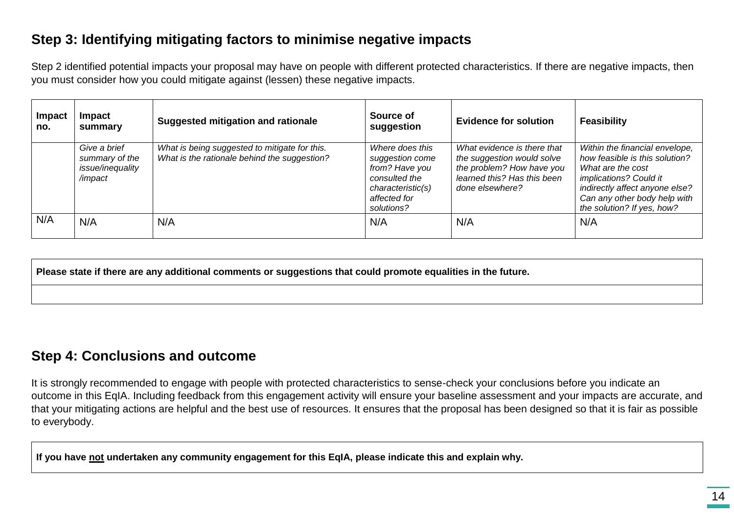## Step 3: Identifying mitigating factors to minimise negative impacts

Step 2 identified potential impacts your proposal may have on people with different protected characteristics. If there are negative impacts, then you must consider how you could mitigate against (lessen) these negative impacts.

| Impact no. | Impact summary | Suggested mitigation and rationale | Source of suggestion | Evidence for solution | Feasibility |
|---|---|---|---|---|---|
| | *Give a brief summary of the issue/inequality /impact* | *What is being suggested to mitigate for this. What is the rationale behind the suggestion?* | *Where does this suggestion come from? Have you consulted the characteristic(s) affected for solutions?* | *What evidence is there that the suggestion would solve the problem? How have you learned this? Has this been done elsewhere?* | *Within the financial envelope, how feasible is this solution? What are the cost implications? Could it indirectly affect anyone else? Can any other body help with the solution? If yes, how?* |
| N/A | N/A | N/A | N/A | N/A | N/A |

| **Please state if there are any additional comments or suggestions that could promote equalities in the future.** |
|---|
| |

## Step 4: Conclusions and outcome

It is strongly recommended to engage with people with protected characteristics to sense-check your conclusions before you indicate an outcome in this EqIA. Including feedback from this engagement activity will ensure your baseline assessment and your impacts are accurate, and that your mitigating actions are helpful and the best use of resources. It ensures that the proposal has been designed so that it is fair as possible to everybody.

| **If you have <u>not</u> undertaken any community engagement for this EqIA, please indicate this and explain why.** |
|---|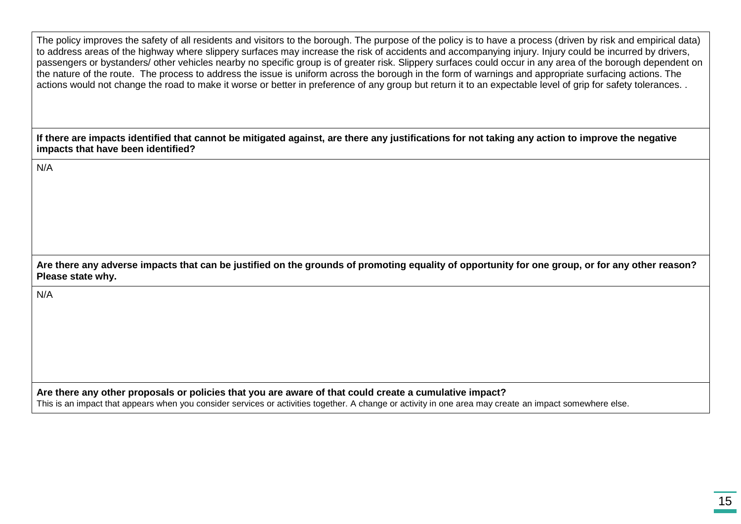The policy improves the safety of all residents and visitors to the borough. The purpose of the policy is to have a process (driven by risk and empirical data) to address areas of the highway where slippery surfaces may increase the risk of accidents and accompanying injury. Injury could be incurred by drivers, passengers or bystanders/ other vehicles nearby no specific group is of greater risk. Slippery surfaces could occur in any area of the borough dependent on the nature of the route. The process to address the issue is uniform across the borough in the form of warnings and appropriate surfacing actions. The actions would not change the road to make it worse or better in preference of any group but return it to an expectable level of grip for safety tolerances. .

**If there are impacts identified that cannot be mitigated against, are there any justifications for not taking any action to improve the negative impacts that have been identified?**

N/A

**Are there any adverse impacts that can be justified on the grounds of promoting equality of opportunity for one group, or for any other reason? Please state why.**

N/A

**Are there any other proposals or policies that you are aware of that could create a cumulative impact?**

This is an impact that appears when you consider services or activities together. A change or activity in one area may create an impact somewhere else.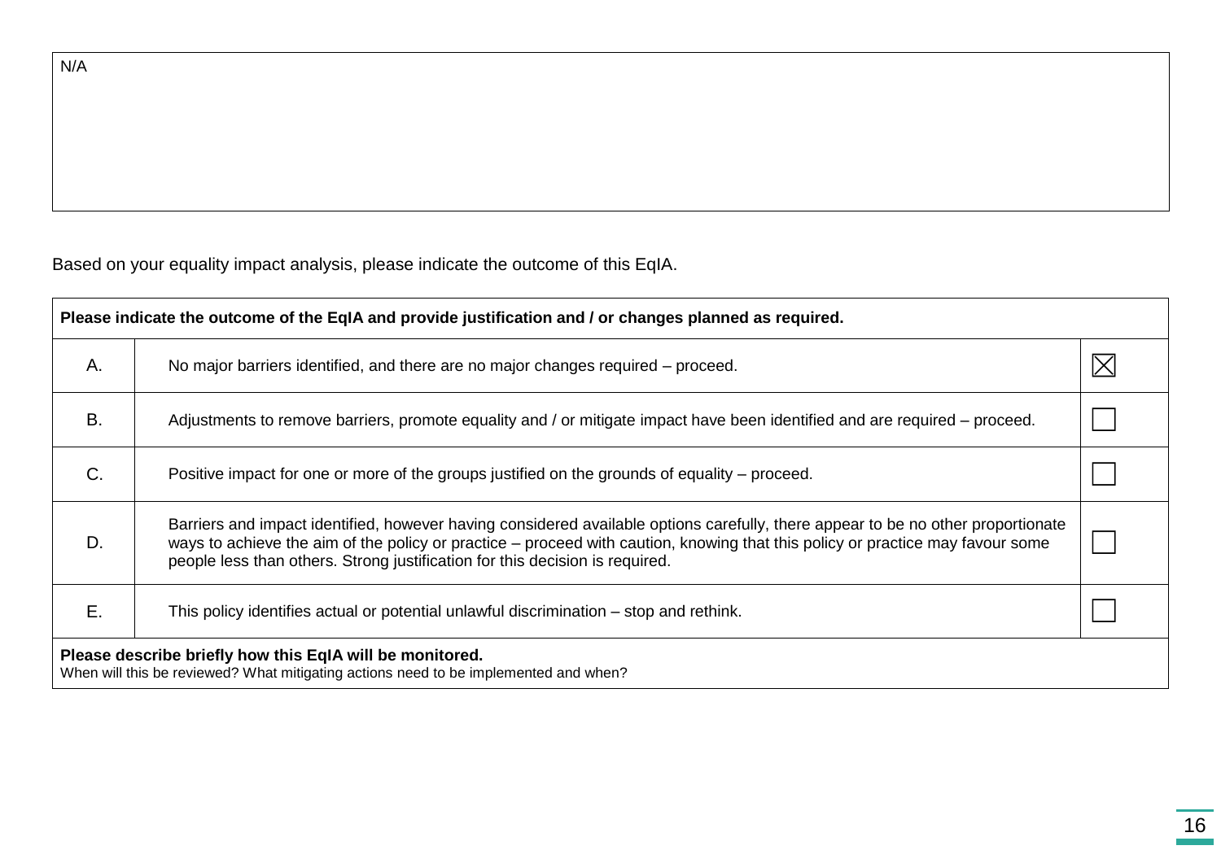| N/A |
|---|

Based on your equality impact analysis, please indicate the outcome of this EqIA.

| **Please indicate the outcome of the EqIA and provide justification and / or changes planned as required.** | | |
|---|---|---|
| A. | No major barriers identified, and there are no major changes required – proceed. | ☒ |
| B. | Adjustments to remove barriers, promote equality and / or mitigate impact have been identified and are required – proceed. | ☐ |
| C. | Positive impact for one or more of the groups justified on the grounds of equality – proceed. | ☐ |
| D. | Barriers and impact identified, however having considered available options carefully, there appear to be no other proportionate ways to achieve the aim of the policy or practice – proceed with caution, knowing that this policy or practice may favour some people less than others. Strong justification for this decision is required. | ☐ |
| E. | This policy identifies actual or potential unlawful discrimination – stop and rethink. | ☐ |
| **Please describe briefly how this EqIA will be monitored.** When will this be reviewed? What mitigating actions need to be implemented and when? | | |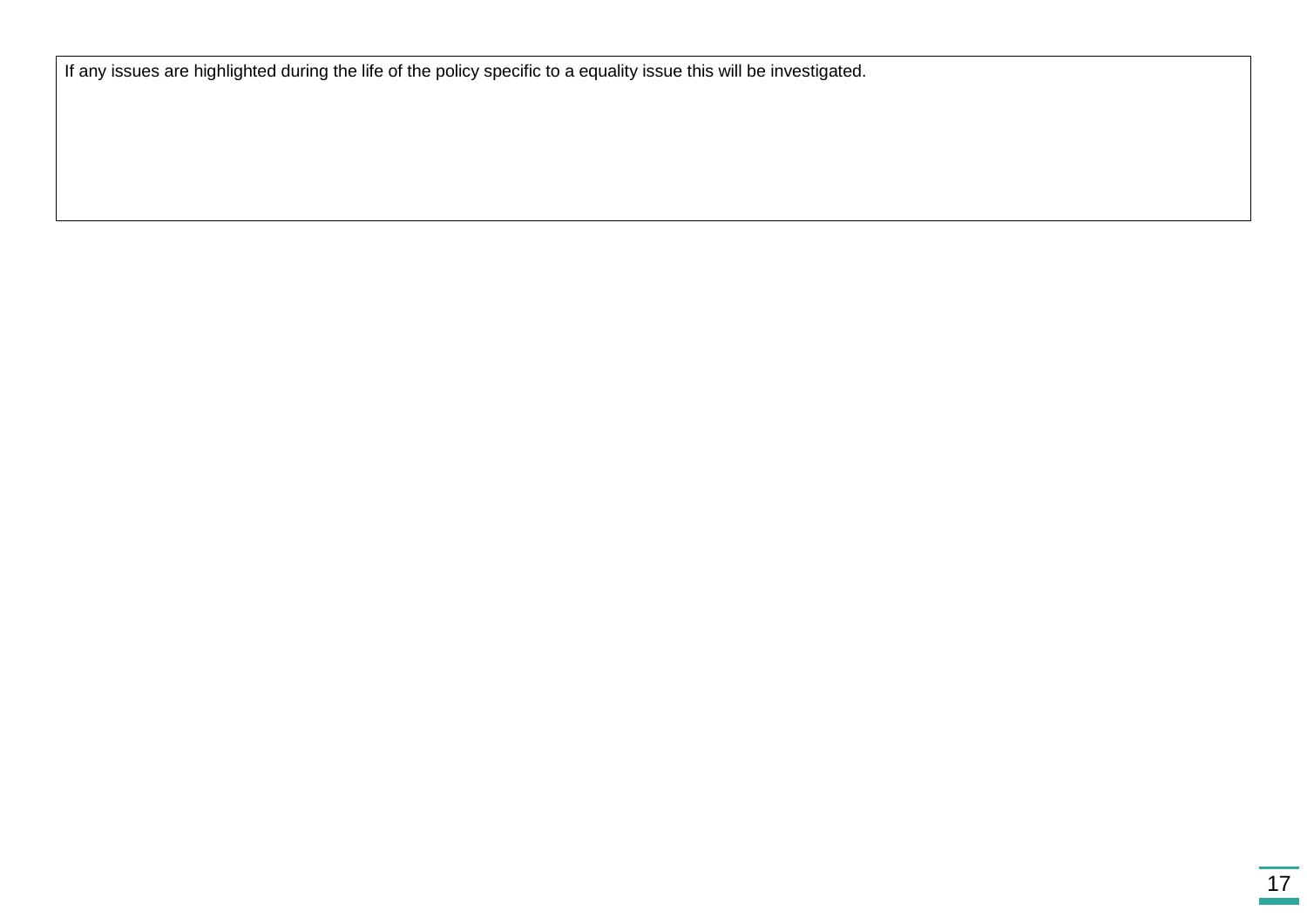If any issues are highlighted during the life of the policy specific to a equality issue this will be investigated.